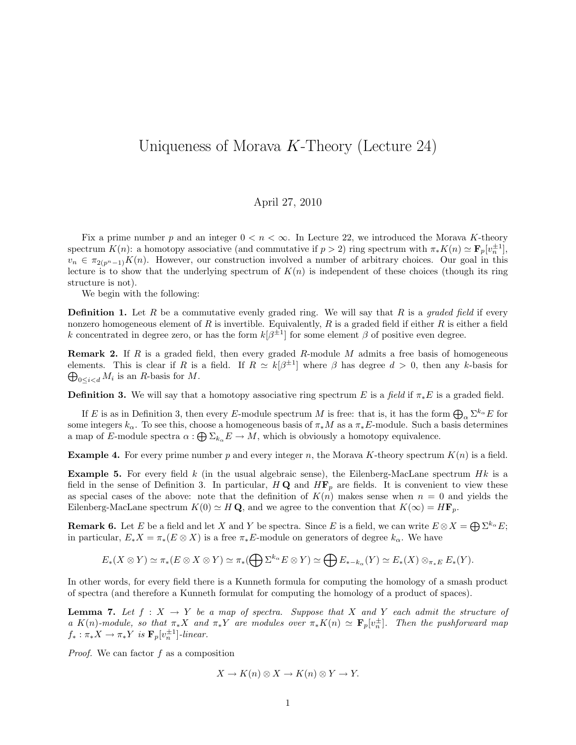# Uniqueness of Morava $K$-Theory (Lecture 24)

April 27, 2010

Fix a prime number $p$ and an integer $0 < n < \infty$. In Lecture 22, we introduced the Morava $K$-theory spectrum $K(n)$: a homotopy associative (and commutative if $p > 2$) ring spectrum with $\pi_* K(n) \simeq \mathbf{F}_p[v_n^{\pm 1}]$, $v_n \in \pi_{2(p^n-1)} K(n)$. However, our construction involved a number of arbitrary choices. Our goal in this lecture is to show that the underlying spectrum of $K(n)$ is independent of these choices (though its ring structure is not).

We begin with the following:

**Definition 1.** Let $R$ be a commutative evenly graded ring. We will say that $R$ is a *graded field* if every nonzero homogeneous element of $R$ is invertible. Equivalently, $R$ is a graded field if either $R$ is either a field $k$ concentrated in degree zero, or has the form $k[\beta^{\pm 1}]$ for some element $\beta$ of positive even degree.

**Remark 2.** If $R$ is a graded field, then every graded $R$-module $M$ admits a free basis of homogeneous elements. This is clear if $R$ is a field. If $R \simeq k[\beta^{\pm 1}]$ where $\beta$ has degree $d > 0$, then any $k$-basis for $\bigoplus_{0 \leq i < d} M_i$ is an $R$-basis for $M$.

**Definition 3.** We will say that a homotopy associative ring spectrum $E$ is a *field* if $\pi_* E$ is a graded field.

If $E$ is as in Definition 3, then every $E$-module spectrum $M$ is free: that is, it has the form $\bigoplus_\alpha \Sigma^{k_\alpha} E$ for some integers $k_\alpha$. To see this, choose a homogeneous basis of $\pi_* M$ as a $\pi_* E$-module. Such a basis determines a map of $E$-module spectra $\alpha : \bigoplus \Sigma_{k_\alpha} E \to M$, which is obviously a homotopy equivalence.

**Example 4.** For every prime number $p$ and every integer $n$, the Morava $K$-theory spectrum $K(n)$ is a field.

**Example 5.** For every field $k$ (in the usual algebraic sense), the Eilenberg-MacLane spectrum $Hk$ is a field in the sense of Definition 3. In particular, $H\mathbf{Q}$ and $H\mathbf{F}_p$ are fields. It is convenient to view these as special cases of the above: note that the definition of $K(n)$ makes sense when $n = 0$ and yields the Eilenberg-MacLane spectrum $K(0) \simeq H\mathbf{Q}$, and we agree to the convention that $K(\infty) = H\mathbf{F}_p$.

**Remark 6.** Let $E$ be a field and let $X$ and $Y$ be spectra. Since $E$ is a field, we can write $E \otimes X = \bigoplus \Sigma^{k_\alpha} E$; in particular, $E_* X = \pi_*(E \otimes X)$ is a free $\pi_* E$-module on generators of degree $k_\alpha$. We have

$$E_*(X \otimes Y) \simeq \pi_*(E \otimes X \otimes Y) \simeq \pi_*(\bigoplus \Sigma^{k_\alpha} E \otimes Y) \simeq \bigoplus E_{*-k_\alpha}(Y) \simeq E_*(X) \otimes_{\pi_* E} E_*(Y).$$

In other words, for every field there is a Kunneth formula for computing the homology of a smash product of spectra (and therefore a Kunneth formulat for computing the homology of a product of spaces).

**Lemma 7.** *Let $f : X \to Y$ be a map of spectra. Suppose that $X$ and $Y$ each admit the structure of a $K(n)$-module, so that $\pi_* X$ and $\pi_* Y$ are modules over $\pi_* K(n) \simeq \mathbf{F}_p[v_n^{\pm}]$. Then the pushforward map $f_* : \pi_* X \to \pi_* Y$ is $\mathbf{F}_p[v_n^{\pm 1}]$-linear.*

*Proof.* We can factor $f$ as a composition

$$X \to K(n) \otimes X \to K(n) \otimes Y \to Y.$$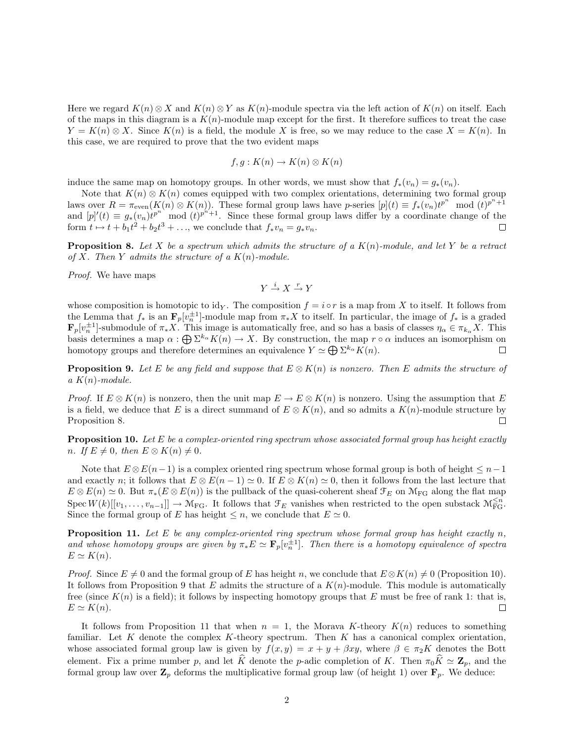Here we regard $K(n) \otimes X$ and $K(n) \otimes Y$ as $K(n)$-module spectra via the left action of $K(n)$ on itself. Each of the maps in this diagram is a $K(n)$-module map except for the first. It therefore suffices to treat the case $Y = K(n) \otimes X$. Since $K(n)$ is a field, the module $X$ is free, so we may reduce to the case $X = K(n)$. In this case, we are required to prove that the two evident maps

$$f, g : K(n) \to K(n) \otimes K(n)$$

induce the same map on homotopy groups. In other words, we must show that $f_*(v_n) = g_*(v_n)$.

Note that $K(n) \otimes K(n)$ comes equipped with two complex orientations, determining two formal group laws over $R = \pi_{\mathrm{even}}(K(n) \otimes K(n))$. These formal group laws have $p$-series $[p](t) \equiv f_*(v_n)t^{p^n} \mod (t)^{p^n+1}$ and $[p]'(t) \equiv g_*(v_n)t^{p^n} \mod (t)^{p^n+1}$. Since these formal group laws differ by a coordinate change of the form $t \mapsto t + b_1t^2 + b_2t^3 + \ldots$, we conclude that $f_*v_n = g_*v_n$. □

**Proposition 8.** *Let $X$ be a spectrum which admits the structure of a $K(n)$-module, and let $Y$ be a retract of $X$. Then $Y$ admits the structure of a $K(n)$-module.*

*Proof.* We have maps

$$Y \xrightarrow{i} X \xrightarrow{r} Y$$

whose composition is homotopic to $\mathrm{id}_Y$. The composition $f = i \circ r$ is a map from $X$ to itself. It follows from the Lemma that $f_*$ is an $\mathbf{F}_p[v_n^{\pm 1}]$-module map from $\pi_*X$ to itself. In particular, the image of $f_*$ is a graded $\mathbf{F}_p[v_n^{\pm 1}]$-submodule of $\pi_*X$. This image is automatically free, and so has a basis of classes $\eta_\alpha \in \pi_{k_\alpha}X$. This basis determines a map $\alpha : \bigoplus \Sigma^{k_\alpha}K(n) \to X$. By construction, the map $r \circ \alpha$ induces an isomorphism on homotopy groups and therefore determines an equivalence $Y \simeq \bigoplus \Sigma^{k_\alpha}K(n)$. □

**Proposition 9.** *Let $E$ be any field and suppose that $E \otimes K(n)$ is nonzero. Then $E$ admits the structure of a $K(n)$-module.*

*Proof.* If $E \otimes K(n)$ is nonzero, then the unit map $E \to E \otimes K(n)$ is nonzero. Using the assumption that $E$ is a field, we deduce that $E$ is a direct summand of $E \otimes K(n)$, and so admits a $K(n)$-module structure by Proposition 8. □

**Proposition 10.** *Let $E$ be a complex-oriented ring spectrum whose associated formal group has height exactly $n$. If $E \neq 0$, then $E \otimes K(n) \neq 0$.*

Note that $E \otimes E(n-1)$ is a complex oriented ring spectrum whose formal group is both of height $\leq n-1$ and exactly $n$; it follows that $E \otimes E(n-1) \simeq 0$. If $E \otimes K(n) \simeq 0$, then it follows from the last lecture that $E \otimes E(n) \simeq 0$. But $\pi_*(E \otimes E(n))$ is the pullback of the quasi-coherent sheaf $\mathcal{F}_E$ on $\mathcal{M}_{\mathrm{FG}}$ along the flat map $\mathrm{Spec}\, W(k)[[v_1, \ldots, v_{n-1}]] \to \mathcal{M}_{\mathrm{FG}}$. It follows that $\mathcal{F}_E$ vanishes when restricted to the open substack $\mathcal{M}_{\mathrm{FG}}^{\leq n}$. Since the formal group of $E$ has height $\leq n$, we conclude that $E \simeq 0$.

**Proposition 11.** *Let $E$ be any complex-oriented ring spectrum whose formal group has height exactly $n$, and whose homotopy groups are given by $\pi_*E \simeq \mathbf{F}_p[v_n^{\pm 1}]$. Then there is a homotopy equivalence of spectra $E \simeq K(n)$.*

*Proof.* Since $E \neq 0$ and the formal group of $E$ has height $n$, we conclude that $E \otimes K(n) \neq 0$ (Proposition 10). It follows from Proposition 9 that $E$ admits the structure of a $K(n)$-module. This module is automatically free (since $K(n)$ is a field); it follows by inspecting homotopy groups that $E$ must be free of rank 1: that is, $E \simeq K(n)$. □

It follows from Proposition 11 that when $n = 1$, the Morava $K$-theory $K(n)$ reduces to something familiar. Let $K$ denote the complex $K$-theory spectrum. Then $K$ has a canonical complex orientation, whose associated formal group law is given by $f(x, y) = x + y + \beta xy$, where $\beta \in \pi_2 K$ denotes the Bott element. Fix a prime number $p$, and let $\widehat{K}$ denote the $p$-adic completion of $K$. Then $\pi_0\widehat{K} \simeq \mathbf{Z}_p$, and the formal group law over $\mathbf{Z}_p$ deforms the multiplicative formal group law (of height 1) over $\mathbf{F}_p$. We deduce: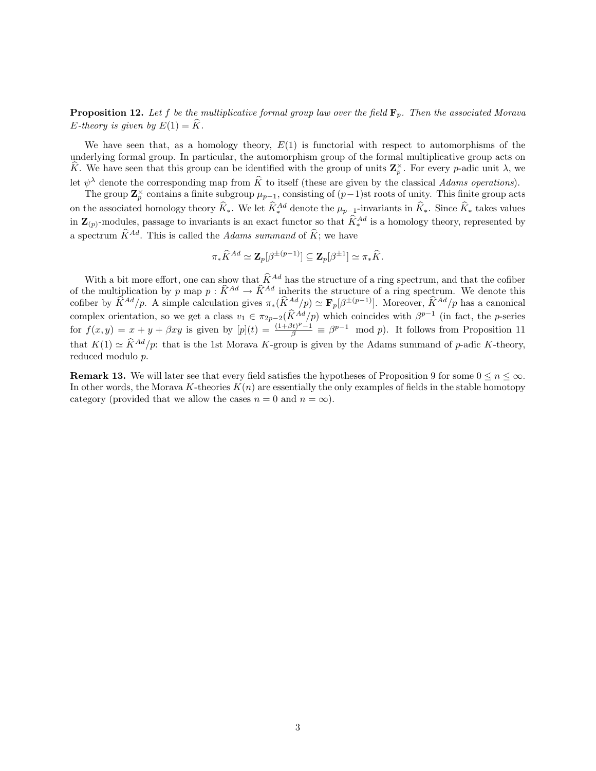**Proposition 12.** *Let $f$ be the multiplicative formal group law over the field $\mathbf{F}_p$. Then the associated Morava E-theory is given by $E(1) = \widehat{K}$.*

We have seen that, as a homology theory, $E(1)$ is functorial with respect to automorphisms of the underlying formal group. In particular, the automorphism group of the formal multiplicative group acts on $\widehat{K}$. We have seen that this group can be identified with the group of units $\mathbf{Z}_p^\times$. For every $p$-adic unit $\lambda$, we let $\psi^\lambda$ denote the corresponding map from $\widehat{K}$ to itself (these are given by the classical *Adams operations*).

The group $\mathbf{Z}_p^\times$ contains a finite subgroup $\mu_{p-1}$, consisting of $(p-1)$st roots of unity. This finite group acts on the associated homology theory $\widehat{K}_*$. We let $\widehat{K}_*^{Ad}$ denote the $\mu_{p-1}$-invariants in $\widehat{K}_*$. Since $\widehat{K}_*$ takes values in $\mathbf{Z}_{(p)}$-modules, passage to invariants is an exact functor so that $\widehat{K}_*^{Ad}$ is a homology theory, represented by a spectrum $\widehat{K}^{Ad}$. This is called the *Adams summand* of $\widehat{K}$; we have

$$\pi_* \widehat{K}^{Ad} \simeq \mathbf{Z}_p[\beta^{\pm(p-1)}] \subseteq \mathbf{Z}_p[\beta^{\pm 1}] \simeq \pi_* \widehat{K}.$$

With a bit more effort, one can show that $\widehat{K}^{Ad}$ has the structure of a ring spectrum, and that the cofiber of the multiplication by $p$ map $p : \widehat{K}^{Ad} \to \widehat{K}^{Ad}$ inherits the structure of a ring spectrum. We denote this cofiber by $\widehat{K}^{Ad}/p$. A simple calculation gives $\pi_*(\widehat{K}^{Ad}/p) \simeq \mathbf{F}_p[\beta^{\pm(p-1)}]$. Moreover, $\widehat{K}^{Ad}/p$ has a canonical complex orientation, so we get a class $v_1 \in \pi_{2p-2}(\widehat{K}^{Ad}/p)$ which coincides with $\beta^{p-1}$ (in fact, the $p$-series for $f(x,y) = x + y + \beta xy$ is given by $[p](t) = \frac{(1+\beta t)^p - 1}{\beta} \equiv \beta^{p-1} \mod p$). It follows from Proposition 11 that $K(1) \simeq \widehat{K}^{Ad}/p$: that is the 1st Morava $K$-group is given by the Adams summand of $p$-adic $K$-theory, reduced modulo $p$.

**Remark 13.** We will later see that every field satisfies the hypotheses of Proposition 9 for some $0 \leq n \leq \infty$. In other words, the Morava $K$-theories $K(n)$ are essentially the only examples of fields in the stable homotopy category (provided that we allow the cases $n = 0$ and $n = \infty$).